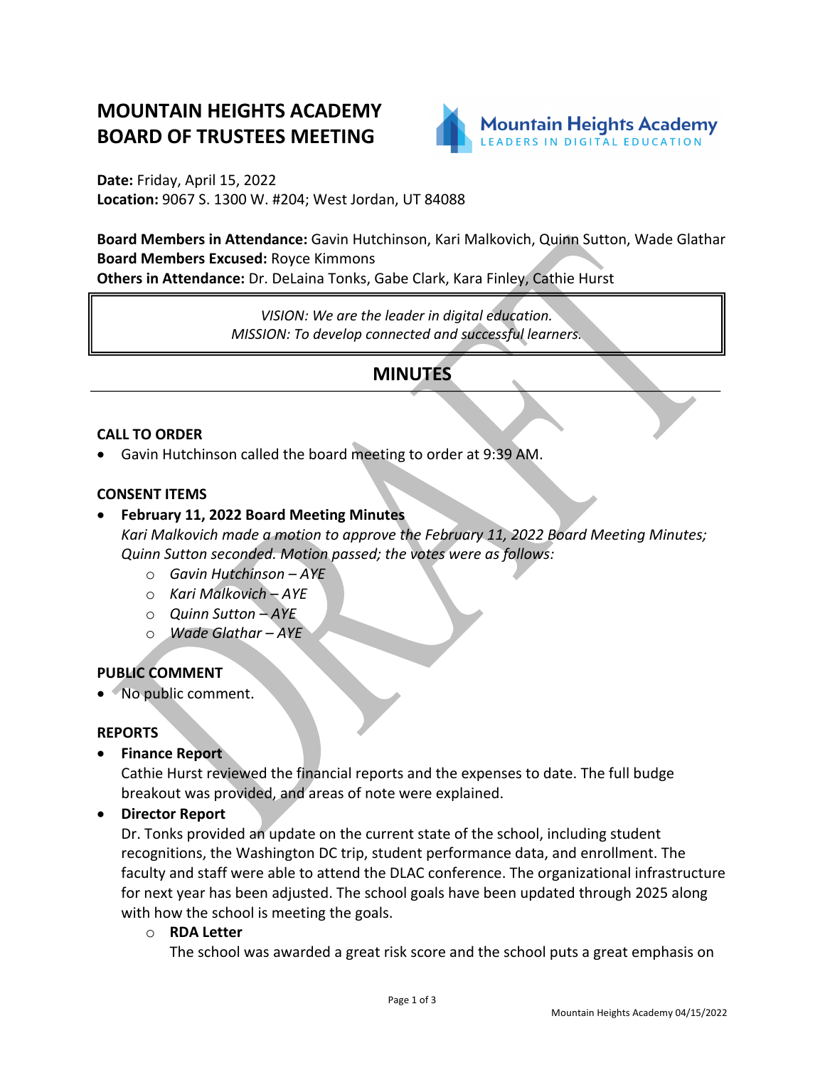# MOUNTAIN HEIGHTS ACADEMY BOARD OF TRUSTEES MEETING

**Date:** Friday, April 15, 2022
**Location:** 9067 S. 1300 W. #204; West Jordan, UT 84088

**Board Members in Attendance:** Gavin Hutchinson, Kari Malkovich, Quinn Sutton, Wade Glathar
**Board Members Excused:** Royce Kimmons
**Others in Attendance:** Dr. DeLaina Tonks, Gabe Clark, Kara Finley, Cathie Hurst

*VISION: We are the leader in digital education.*
*MISSION: To develop connected and successful learners.*

## MINUTES

### CALL TO ORDER

- Gavin Hutchinson called the board meeting to order at 9:39 AM.

### CONSENT ITEMS

- **February 11, 2022 Board Meeting Minutes**
  *Kari Malkovich made a motion to approve the February 11, 2022 Board Meeting Minutes; Quinn Sutton seconded. Motion passed; the votes were as follows:*
  - *Gavin Hutchinson – AYE*
  - *Kari Malkovich – AYE*
  - *Quinn Sutton – AYE*
  - *Wade Glathar – AYE*

### PUBLIC COMMENT

- No public comment.

### REPORTS

- **Finance Report**
  Cathie Hurst reviewed the financial reports and the expenses to date. The full budge breakout was provided, and areas of note were explained.
- **Director Report**
  Dr. Tonks provided an update on the current state of the school, including student recognitions, the Washington DC trip, student performance data, and enrollment. The faculty and staff were able to attend the DLAC conference. The organizational infrastructure for next year has been adjusted. The school goals have been updated through 2025 along with how the school is meeting the goals.
  - **RDA Letter**
    The school was awarded a great risk score and the school puts a great emphasis on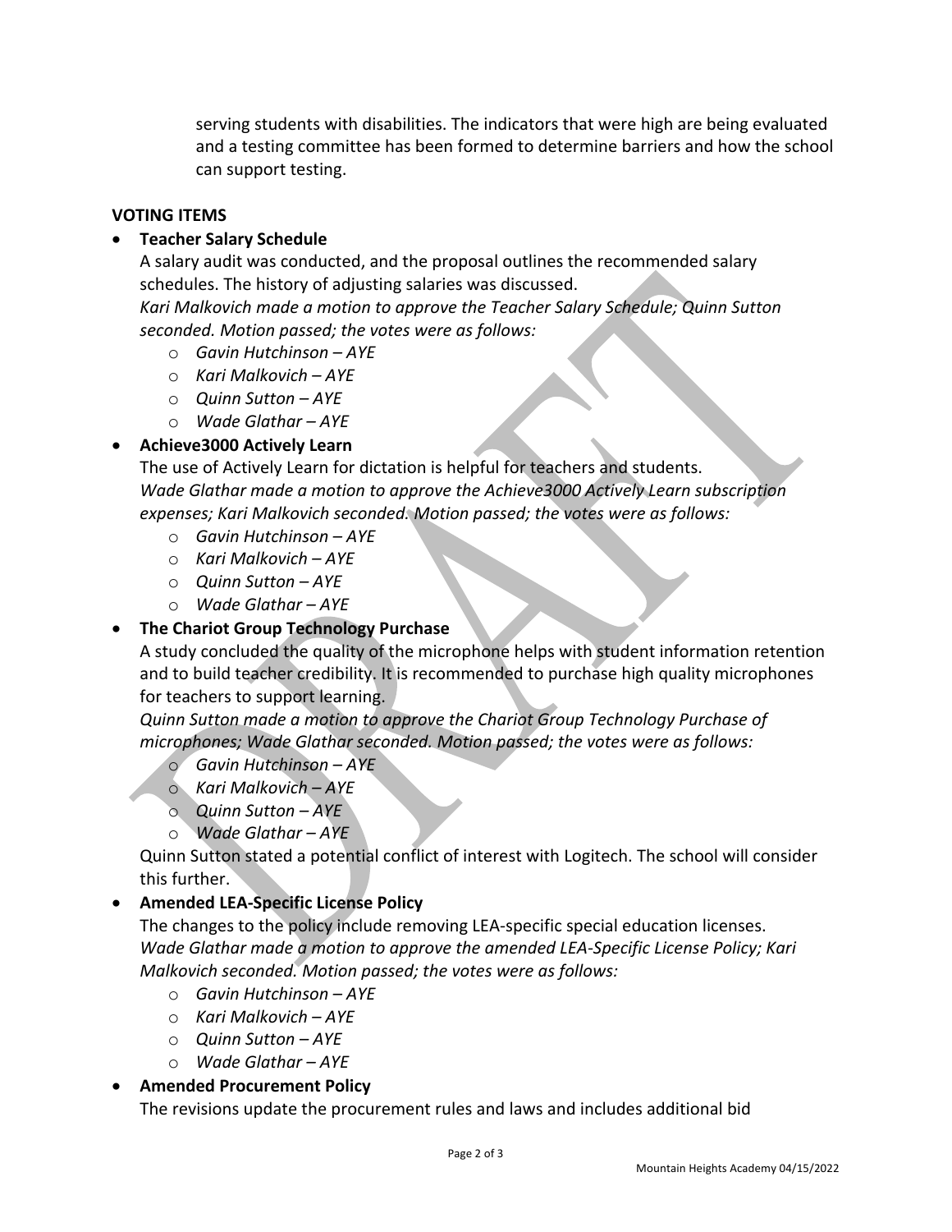serving students with disabilities. The indicators that were high are being evaluated and a testing committee has been formed to determine barriers and how the school can support testing.

**VOTING ITEMS**

- **Teacher Salary Schedule**
  A salary audit was conducted, and the proposal outlines the recommended salary schedules. The history of adjusting salaries was discussed.
  *Kari Malkovich made a motion to approve the Teacher Salary Schedule; Quinn Sutton seconded. Motion passed; the votes were as follows:*
    - *Gavin Hutchinson – AYE*
    - *Kari Malkovich – AYE*
    - *Quinn Sutton – AYE*
    - *Wade Glathar – AYE*
- **Achieve3000 Actively Learn**
  The use of Actively Learn for dictation is helpful for teachers and students.
  *Wade Glathar made a motion to approve the Achieve3000 Actively Learn subscription expenses; Kari Malkovich seconded. Motion passed; the votes were as follows:*
    - *Gavin Hutchinson – AYE*
    - *Kari Malkovich – AYE*
    - *Quinn Sutton – AYE*
    - *Wade Glathar – AYE*
- **The Chariot Group Technology Purchase**
  A study concluded the quality of the microphone helps with student information retention and to build teacher credibility. It is recommended to purchase high quality microphones for teachers to support learning.
  *Quinn Sutton made a motion to approve the Chariot Group Technology Purchase of microphones; Wade Glathar seconded. Motion passed; the votes were as follows:*
    - *Gavin Hutchinson – AYE*
    - *Kari Malkovich – AYE*
    - *Quinn Sutton – AYE*
    - *Wade Glathar – AYE*

  Quinn Sutton stated a potential conflict of interest with Logitech. The school will consider this further.
- **Amended LEA-Specific License Policy**
  The changes to the policy include removing LEA-specific special education licenses.
  *Wade Glathar made a motion to approve the amended LEA-Specific License Policy; Kari Malkovich seconded. Motion passed; the votes were as follows:*
    - *Gavin Hutchinson – AYE*
    - *Kari Malkovich – AYE*
    - *Quinn Sutton – AYE*
    - *Wade Glathar – AYE*
- **Amended Procurement Policy**
  The revisions update the procurement rules and laws and includes additional bid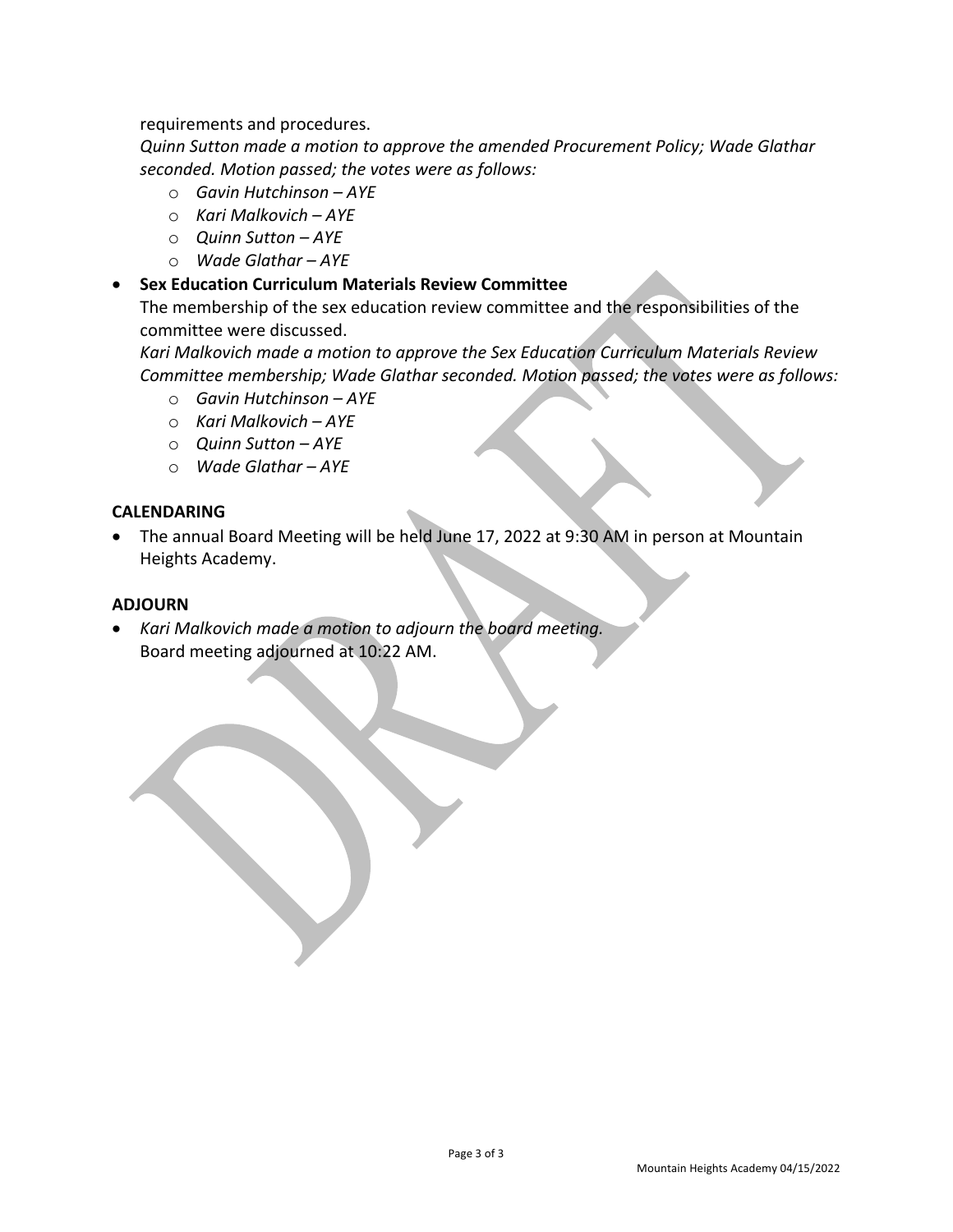requirements and procedures.

*Quinn Sutton made a motion to approve the amended Procurement Policy; Wade Glathar seconded. Motion passed; the votes were as follows:*

- *Gavin Hutchinson – AYE*
- *Kari Malkovich – AYE*
- *Quinn Sutton – AYE*
- *Wade Glathar – AYE*

- **Sex Education Curriculum Materials Review Committee**

  The membership of the sex education review committee and the responsibilities of the committee were discussed.

  *Kari Malkovich made a motion to approve the Sex Education Curriculum Materials Review Committee membership; Wade Glathar seconded. Motion passed; the votes were as follows:*

  - *Gavin Hutchinson – AYE*
  - *Kari Malkovich – AYE*
  - *Quinn Sutton – AYE*
  - *Wade Glathar – AYE*

**CALENDARING**

- The annual Board Meeting will be held June 17, 2022 at 9:30 AM in person at Mountain Heights Academy.

**ADJOURN**

- *Kari Malkovich made a motion to adjourn the board meeting.*

  Board meeting adjourned at 10:22 AM.